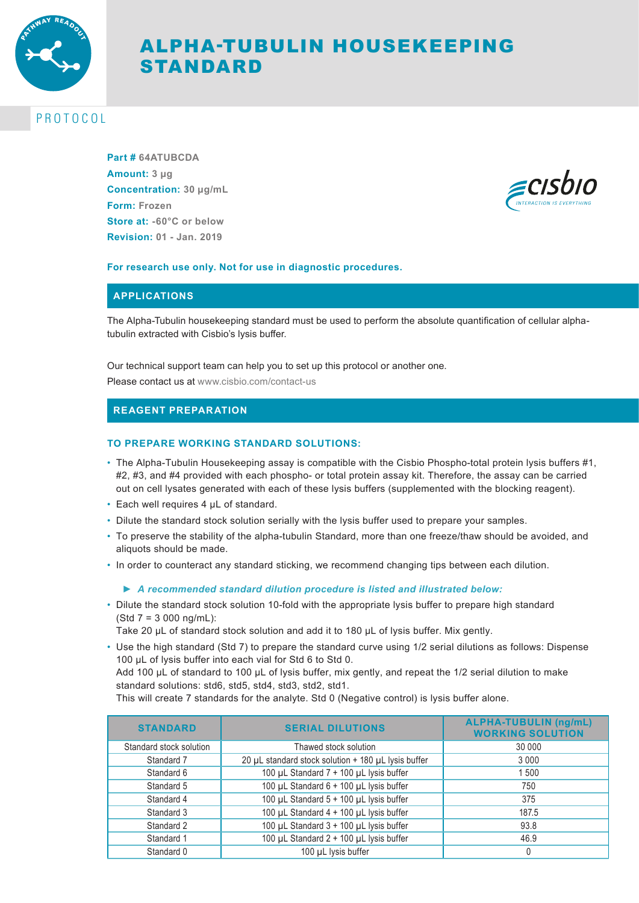# ALPHA-TUBULIN HOUSEKEEPING STANDARD

PROTOCOL

**Part #** 64ATUBCDA
**Amount:** 3 µg
**Concentration:** 30 µg/mL
**Form:** Frozen
**Store at:** -60°C or below
**Revision:** 01 - Jan. 2019

**For research use only. Not for use in diagnostic procedures.**

## APPLICATIONS

The Alpha-Tubulin housekeeping standard must be used to perform the absolute quantification of cellular alpha-tubulin extracted with Cisbio's lysis buffer.

Our technical support team can help you to set up this protocol or another one.
Please contact us at www.cisbio.com/contact-us

## REAGENT PREPARATION

### TO PREPARE WORKING STANDARD SOLUTIONS:

- The Alpha-Tubulin Housekeeping assay is compatible with the Cisbio Phospho-total protein lysis buffers #1, #2, #3, and #4 provided with each phospho- or total protein assay kit. Therefore, the assay can be carried out on cell lysates generated with each of these lysis buffers (supplemented with the blocking reagent).
- Each well requires 4 µL of standard.
- Dilute the standard stock solution serially with the lysis buffer used to prepare your samples.
- To preserve the stability of the alpha-tubulin Standard, more than one freeze/thaw should be avoided, and aliquots should be made.
- In order to counteract any standard sticking, we recommend changing tips between each dilution.

► ***A recommended standard dilution procedure is listed and illustrated below:***

- Dilute the standard stock solution 10-fold with the appropriate lysis buffer to prepare high standard (Std 7 = 3 000 ng/mL):
  Take 20 µL of standard stock solution and add it to 180 µL of lysis buffer. Mix gently.
- Use the high standard (Std 7) to prepare the standard curve using 1/2 serial dilutions as follows: Dispense 100 µL of lysis buffer into each vial for Std 6 to Std 0.
  Add 100 µL of standard to 100 µL of lysis buffer, mix gently, and repeat the 1/2 serial dilution to make standard solutions: std6, std5, std4, std3, std2, std1.
  This will create 7 standards for the analyte. Std 0 (Negative control) is lysis buffer alone.

| STANDARD | SERIAL DILUTIONS | ALPHA-TUBULIN (ng/mL) WORKING SOLUTION |
|---|---|---|
| Standard stock solution | Thawed stock solution | 30 000 |
| Standard 7 | 20 µL standard stock solution + 180 µL lysis buffer | 3 000 |
| Standard 6 | 100 µL Standard 7 + 100 µL lysis buffer | 1 500 |
| Standard 5 | 100 µL Standard 6 + 100 µL lysis buffer | 750 |
| Standard 4 | 100 µL Standard 5 + 100 µL lysis buffer | 375 |
| Standard 3 | 100 µL Standard 4 + 100 µL lysis buffer | 187.5 |
| Standard 2 | 100 µL Standard 3 + 100 µL lysis buffer | 93.8 |
| Standard 1 | 100 µL Standard 2 + 100 µL lysis buffer | 46.9 |
| Standard 0 | 100 µL lysis buffer | 0 |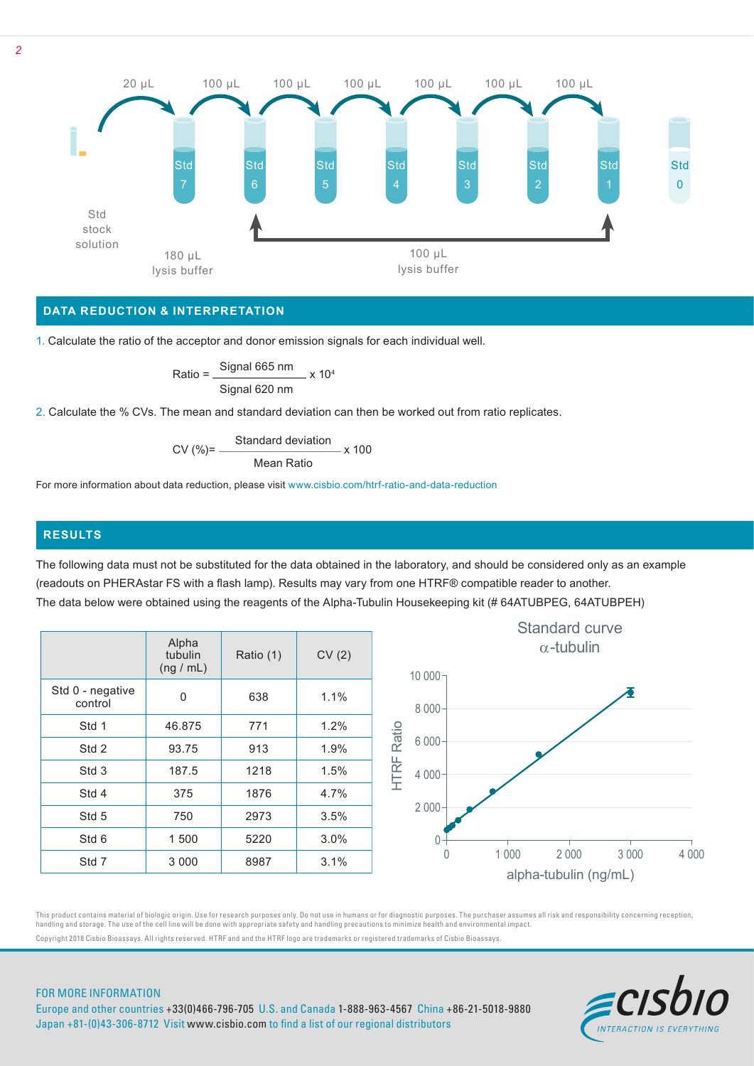20 µL
100 µL
100 µL
100 µL
100 µL
100 µL
100 µL

Std 7
Std 6
Std 5
Std 4
Std 3
Std 2
Std 1
Std 0

Std stock solution

180 µL lysis buffer

100 µL lysis buffer

## DATA REDUCTION & INTERPRETATION

1. Calculate the ratio of the acceptor and donor emission signals for each individual well.

$$\text{Ratio} = \frac{\text{Signal 665 nm}}{\text{Signal 620 nm}} \times 10^4$$

2. Calculate the % CVs. The mean and standard deviation can then be worked out from ratio replicates.

$$\text{CV (\%)} = \frac{\text{Standard deviation}}{\text{Mean Ratio}} \times 100$$

For more information about data reduction, please visit www.cisbio.com/htrf-ratio-and-data-reduction

## RESULTS

The following data must not be substituted for the data obtained in the laboratory, and should be considered only as an example (readouts on PHERAstar FS with a flash lamp). Results may vary from one HTRF® compatible reader to another.
The data below were obtained using the reagents of the Alpha-Tubulin Housekeeping kit (# 64ATUBPEG, 64ATUBPEH)

| | Alpha tubulin (ng / mL) | Ratio (1) | CV (2) |
|---|---|---|---|
| Std 0 - negative control | 0 | 638 | 1.1% |
| Std 1 | 46.875 | 771 | 1.2% |
| Std 2 | 93.75 | 913 | 1.9% |
| Std 3 | 187.5 | 1218 | 1.5% |
| Std 4 | 375 | 1876 | 4.7% |
| Std 5 | 750 | 2973 | 3.5% |
| Std 6 | 1 500 | 5220 | 3.0% |
| Std 7 | 3 000 | 8987 | 3.1% |

Standard curve
α-tubulin

HTRF Ratio
10 000
8 000
6 000
4 000
2 000
0
0
1 000
2 000
3 000
4 000
alpha-tubulin (ng/mL)

This product contains material of biologic origin. Use for research purposes only. Do not use in humans or for diagnostic purposes. The purchaser assumes all risk and responsibility concerning reception, handling and storage. The use of the cell line will be done with appropriate safety and handling precautions to minimize health and environmental impact.

Copyright 2018 Cisbio Bioassays. All rights reserved. HTRF and and the HTRF logo are trademarks or registered trademarks of Cisbio Bioassays.

FOR MORE INFORMATION
Europe and other countries +33(0)466-796-705 U.S. and Canada 1-888-963-4567 China +86-21-5018-9880
Japan +81-(0)43-306-8712 Visit www.cisbio.com to find a list of our regional distributors

cisbio
INTERACTION IS EVERYTHING